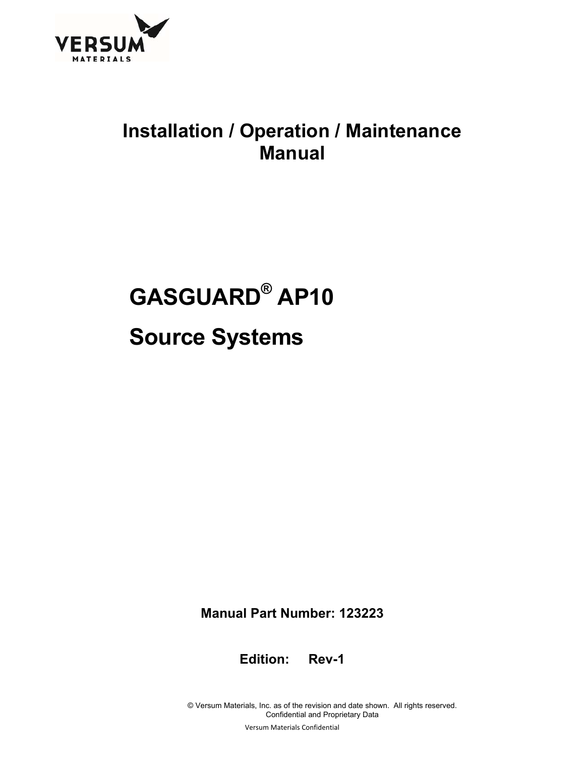VERSUM MATERIALS

# Installation / Operation / Maintenance Manual

# GASGUARD® AP10

# Source Systems

**Manual Part Number: 123223**

**Edition: Rev-1**

© Versum Materials, Inc. as of the revision and date shown. All rights reserved.
Confidential and Proprietary Data

Versum Materials Confidential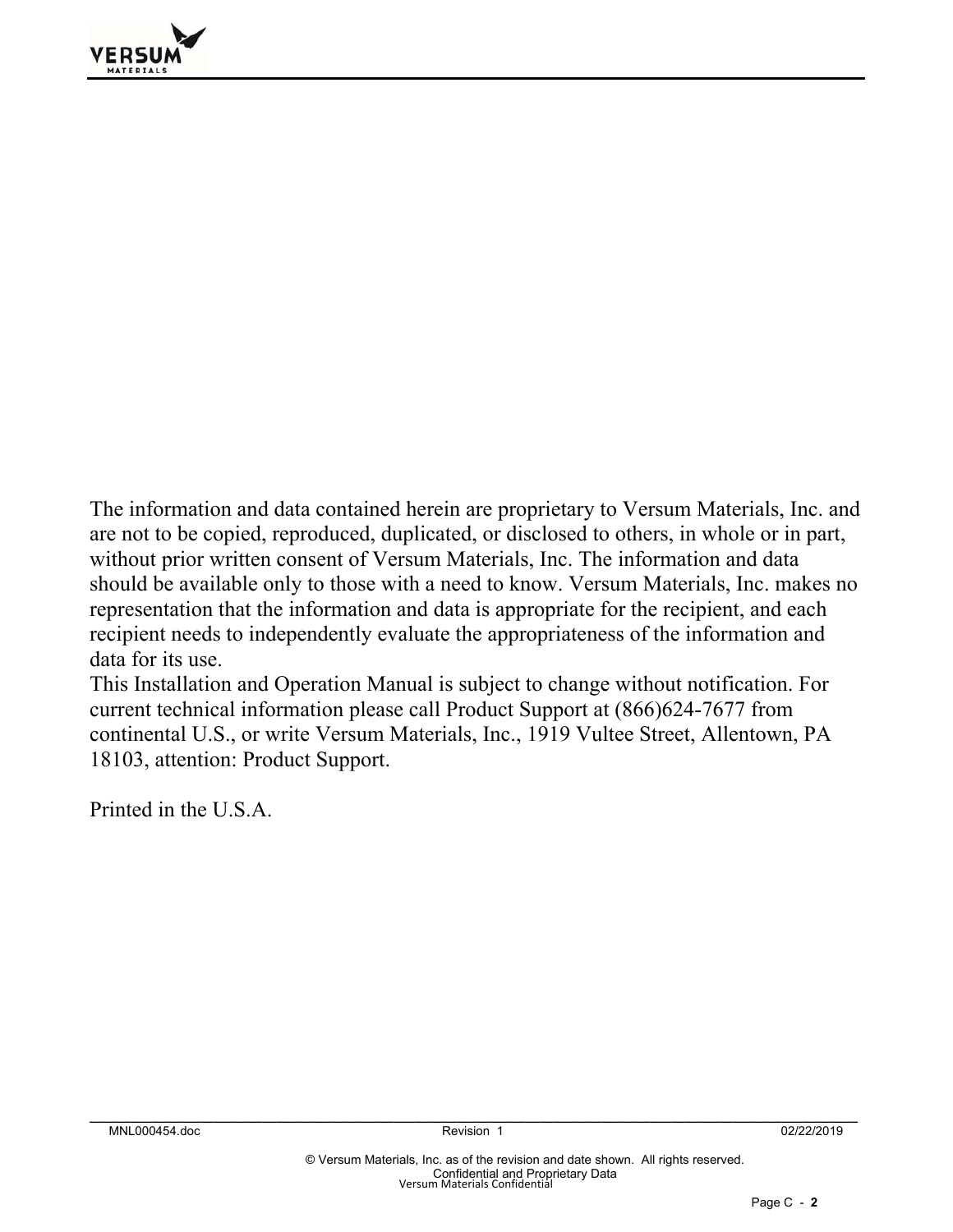The information and data contained herein are proprietary to Versum Materials, Inc. and are not to be copied, reproduced, duplicated, or disclosed to others, in whole or in part, without prior written consent of Versum Materials, Inc. The information and data should be available only to those with a need to know. Versum Materials, Inc. makes no representation that the information and data is appropriate for the recipient, and each recipient needs to independently evaluate the appropriateness of the information and data for its use.
This Installation and Operation Manual is subject to change without notification. For current technical information please call Product Support at (866)624-7677 from continental U.S., or write Versum Materials, Inc., 1919 Vultee Street, Allentown, PA 18103, attention: Product Support.

Printed in the U.S.A.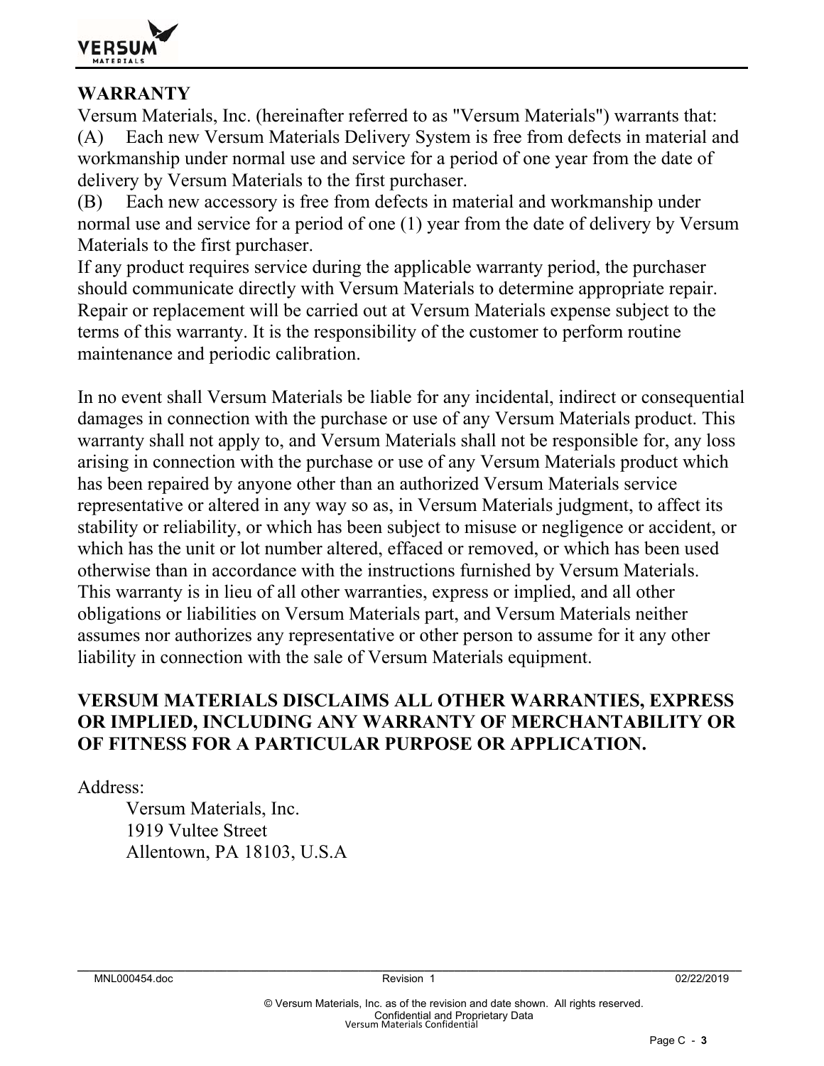## WARRANTY

Versum Materials, Inc. (hereinafter referred to as "Versum Materials") warrants that:

(A) Each new Versum Materials Delivery System is free from defects in material and workmanship under normal use and service for a period of one year from the date of delivery by Versum Materials to the first purchaser.

(B) Each new accessory is free from defects in material and workmanship under normal use and service for a period of one (1) year from the date of delivery by Versum Materials to the first purchaser.

If any product requires service during the applicable warranty period, the purchaser should communicate directly with Versum Materials to determine appropriate repair. Repair or replacement will be carried out at Versum Materials expense subject to the terms of this warranty. It is the responsibility of the customer to perform routine maintenance and periodic calibration.

In no event shall Versum Materials be liable for any incidental, indirect or consequential damages in connection with the purchase or use of any Versum Materials product. This warranty shall not apply to, and Versum Materials shall not be responsible for, any loss arising in connection with the purchase or use of any Versum Materials product which has been repaired by anyone other than an authorized Versum Materials service representative or altered in any way so as, in Versum Materials judgment, to affect its stability or reliability, or which has been subject to misuse or negligence or accident, or which has the unit or lot number altered, effaced or removed, or which has been used otherwise than in accordance with the instructions furnished by Versum Materials. This warranty is in lieu of all other warranties, express or implied, and all other obligations or liabilities on Versum Materials part, and Versum Materials neither assumes nor authorizes any representative or other person to assume for it any other liability in connection with the sale of Versum Materials equipment.

**VERSUM MATERIALS DISCLAIMS ALL OTHER WARRANTIES, EXPRESS OR IMPLIED, INCLUDING ANY WARRANTY OF MERCHANTABILITY OR OF FITNESS FOR A PARTICULAR PURPOSE OR APPLICATION.**

Address:

Versum Materials, Inc.
1919 Vultee Street
Allentown, PA 18103, U.S.A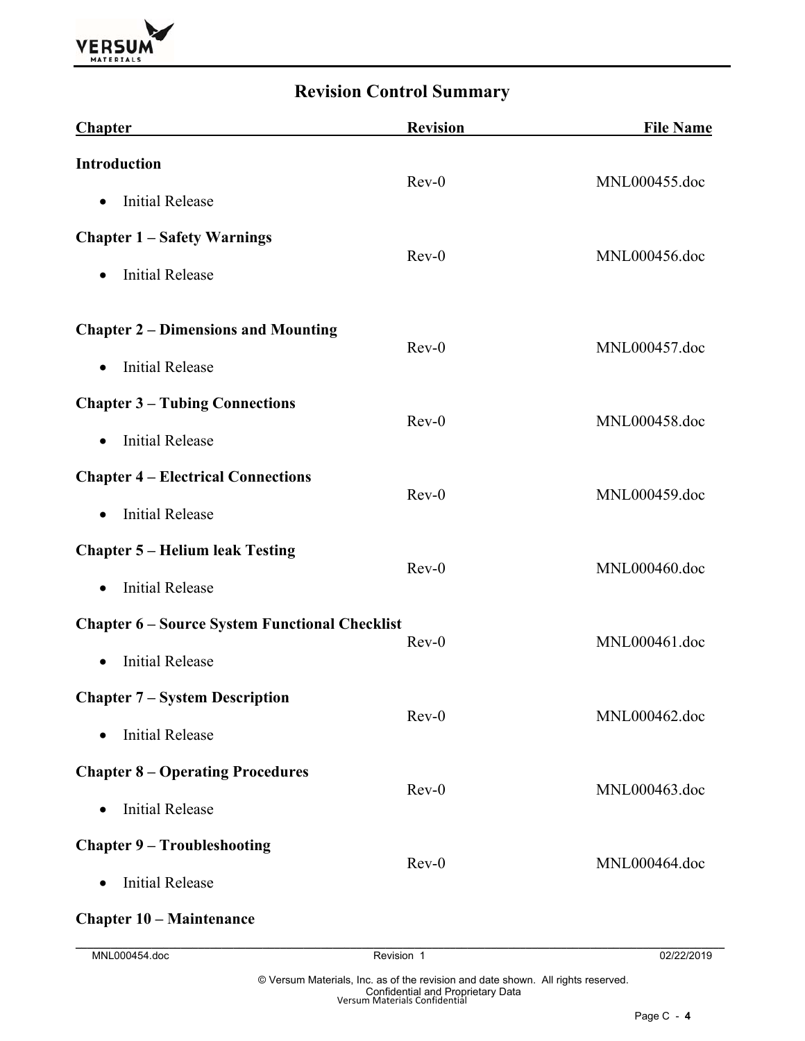## Revision Control Summary

| Chapter | Revision | File Name |
|---|---|---|
| **Introduction**<br>• Initial Release | Rev-0 | MNL000455.doc |
| **Chapter 1 – Safety Warnings**<br>• Initial Release | Rev-0 | MNL000456.doc |
| **Chapter 2 – Dimensions and Mounting**<br>• Initial Release | Rev-0 | MNL000457.doc |
| **Chapter 3 – Tubing Connections**<br>• Initial Release | Rev-0 | MNL000458.doc |
| **Chapter 4 – Electrical Connections**<br>• Initial Release | Rev-0 | MNL000459.doc |
| **Chapter 5 – Helium leak Testing**<br>• Initial Release | Rev-0 | MNL000460.doc |
| **Chapter 6 – Source System Functional Checklist**<br>• Initial Release | Rev-0 | MNL000461.doc |
| **Chapter 7 – System Description**<br>• Initial Release | Rev-0 | MNL000462.doc |
| **Chapter 8 – Operating Procedures**<br>• Initial Release | Rev-0 | MNL000463.doc |
| **Chapter 9 – Troubleshooting**<br>• Initial Release | Rev-0 | MNL000464.doc |
| **Chapter 10 – Maintenance** | | |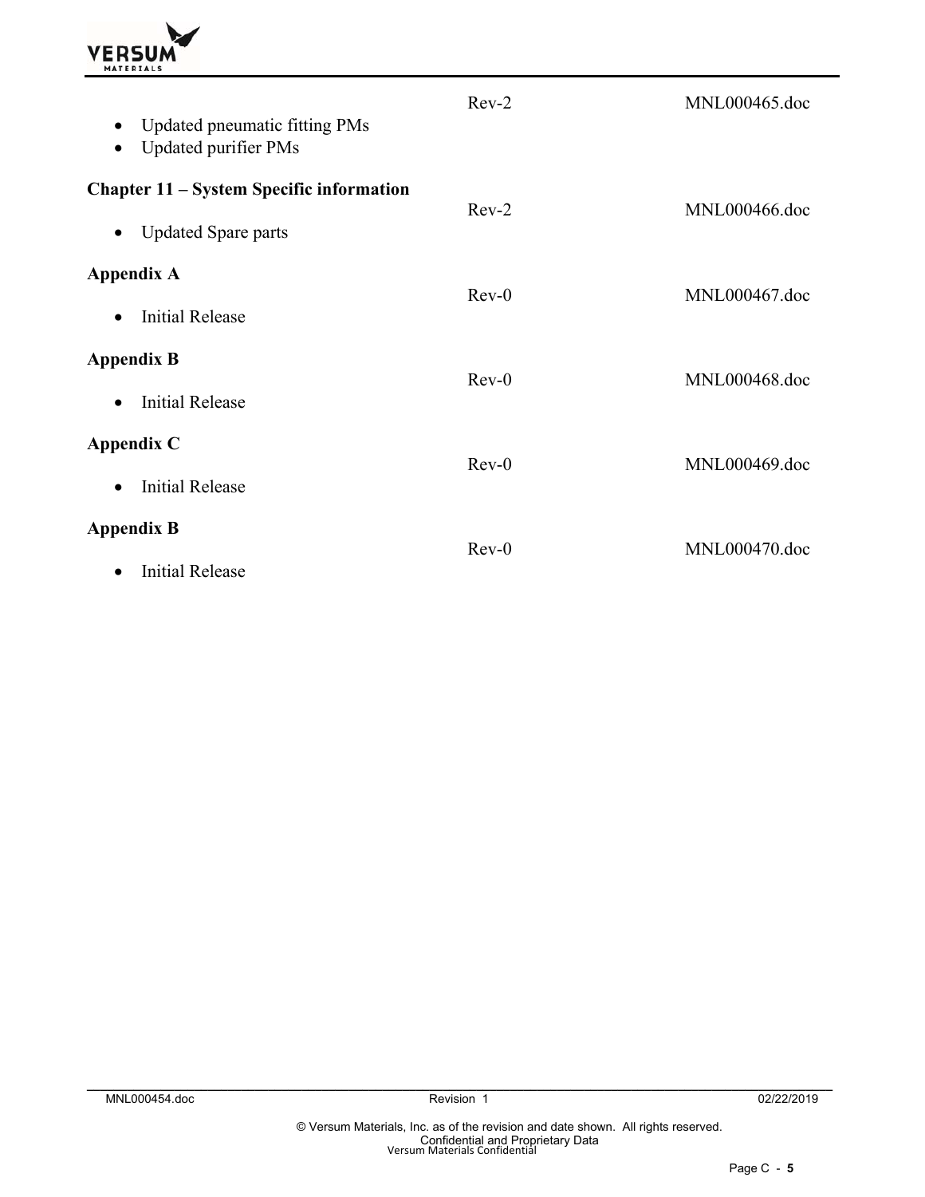| | | |
|---|---|---|
| • Updated pneumatic fitting PMs<br>• Updated purifier PMs | Rev-2 | MNL000465.doc |
| **Chapter 11 – System Specific information**<br>• Updated Spare parts | Rev-2 | MNL000466.doc |
| **Appendix A**<br>• Initial Release | Rev-0 | MNL000467.doc |
| **Appendix B**<br>• Initial Release | Rev-0 | MNL000468.doc |
| **Appendix C**<br>• Initial Release | Rev-0 | MNL000469.doc |
| **Appendix B**<br>• Initial Release | Rev-0 | MNL000470.doc |